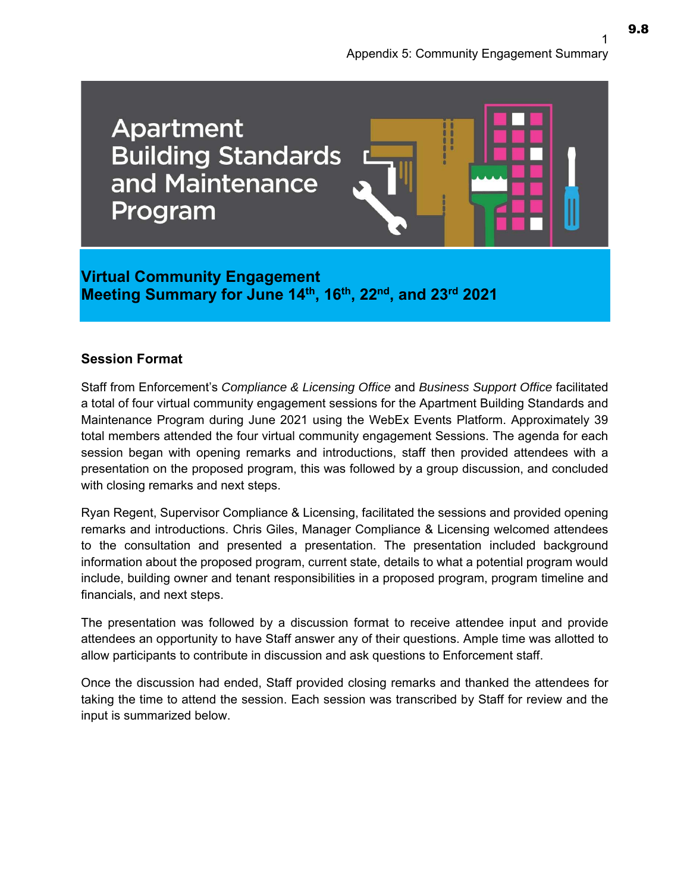Appendix 5: Community Engagement Summary

# Apartment Building Standards and Maintenance Program

## Virtual Community Engagement
## Meeting Summary for June 14th, 16th, 22nd, and 23rd 2021

### Session Format

Staff from Enforcement's *Compliance & Licensing Office* and *Business Support Office* facilitated a total of four virtual community engagement sessions for the Apartment Building Standards and Maintenance Program during June 2021 using the WebEx Events Platform. Approximately 39 total members attended the four virtual community engagement Sessions. The agenda for each session began with opening remarks and introductions, staff then provided attendees with a presentation on the proposed program, this was followed by a group discussion, and concluded with closing remarks and next steps.

Ryan Regent, Supervisor Compliance & Licensing, facilitated the sessions and provided opening remarks and introductions. Chris Giles, Manager Compliance & Licensing welcomed attendees to the consultation and presented a presentation. The presentation included background information about the proposed program, current state, details to what a potential program would include, building owner and tenant responsibilities in a proposed program, program timeline and financials, and next steps.

The presentation was followed by a discussion format to receive attendee input and provide attendees an opportunity to have Staff answer any of their questions. Ample time was allotted to allow participants to contribute in discussion and ask questions to Enforcement staff.

Once the discussion had ended, Staff provided closing remarks and thanked the attendees for taking the time to attend the session. Each session was transcribed by Staff for review and the input is summarized below.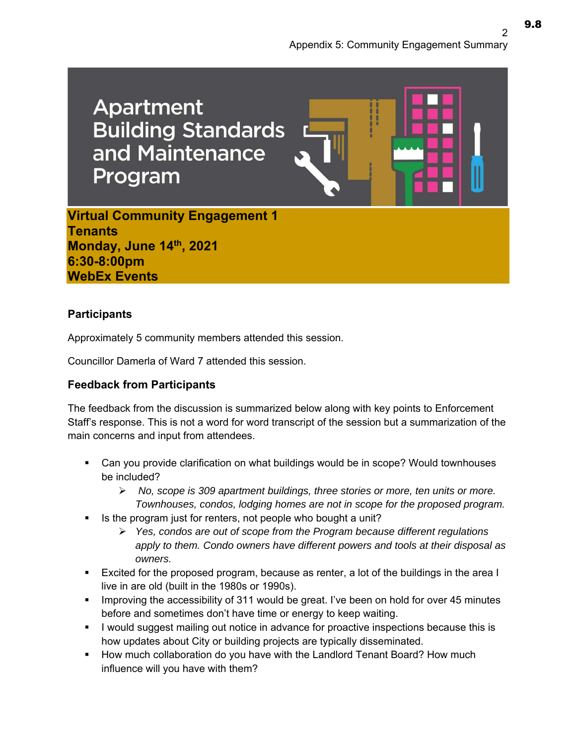# Apartment Building Standards and Maintenance Program

**Virtual Community Engagement 1**
**Tenants**
**Monday, June 14th, 2021**
**6:30-8:00pm**
**WebEx Events**

## Participants

Approximately 5 community members attended this session.

Councillor Damerla of Ward 7 attended this session.

## Feedback from Participants

The feedback from the discussion is summarized below along with key points to Enforcement Staff's response. This is not a word for word transcript of the session but a summarization of the main concerns and input from attendees.

- Can you provide clarification on what buildings would be in scope? Would townhouses be included?
  - *No, scope is 309 apartment buildings, three stories or more, ten units or more. Townhouses, condos, lodging homes are not in scope for the proposed program.*
- Is the program just for renters, not people who bought a unit?
  - *Yes, condos are out of scope from the Program because different regulations apply to them. Condo owners have different powers and tools at their disposal as owners.*
- Excited for the proposed program, because as renter, a lot of the buildings in the area I live in are old (built in the 1980s or 1990s).
- Improving the accessibility of 311 would be great. I've been on hold for over 45 minutes before and sometimes don't have time or energy to keep waiting.
- I would suggest mailing out notice in advance for proactive inspections because this is how updates about City or building projects are typically disseminated.
- How much collaboration do you have with the Landlord Tenant Board? How much influence will you have with them?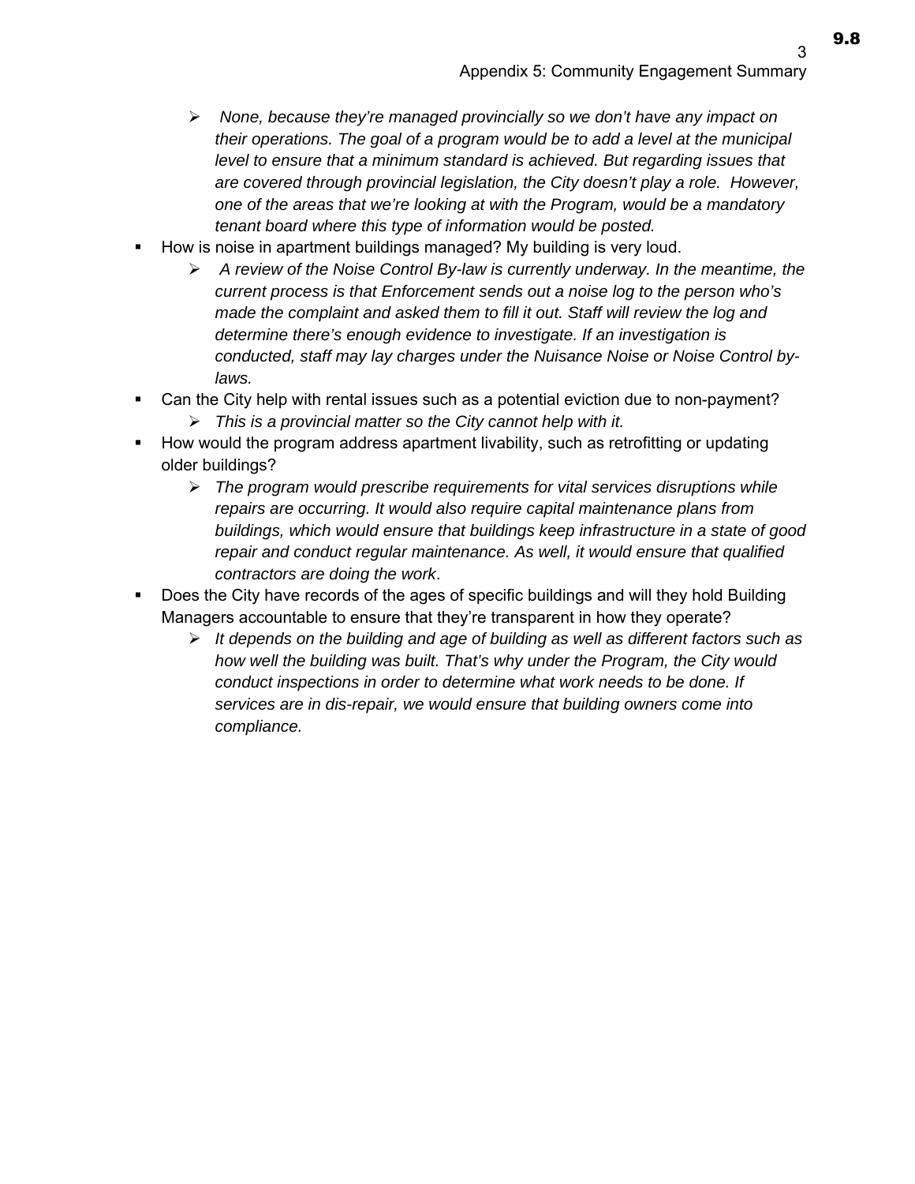- *None, because they're managed provincially so we don't have any impact on their operations. The goal of a program would be to add a level at the municipal level to ensure that a minimum standard is achieved. But regarding issues that are covered through provincial legislation, the City doesn't play a role. However, one of the areas that we're looking at with the Program, would be a mandatory tenant board where this type of information would be posted.*

- How is noise in apartment buildings managed? My building is very loud.
  - *A review of the Noise Control By-law is currently underway. In the meantime, the current process is that Enforcement sends out a noise log to the person who's made the complaint and asked them to fill it out. Staff will review the log and determine there's enough evidence to investigate. If an investigation is conducted, staff may lay charges under the Nuisance Noise or Noise Control by-laws.*
- Can the City help with rental issues such as a potential eviction due to non-payment?
  - *This is a provincial matter so the City cannot help with it.*
- How would the program address apartment livability, such as retrofitting or updating older buildings?
  - *The program would prescribe requirements for vital services disruptions while repairs are occurring. It would also require capital maintenance plans from buildings, which would ensure that buildings keep infrastructure in a state of good repair and conduct regular maintenance. As well, it would ensure that qualified contractors are doing the work*.
- Does the City have records of the ages of specific buildings and will they hold Building Managers accountable to ensure that they're transparent in how they operate?
  - *It depends on the building and age of building as well as different factors such as how well the building was built. That's why under the Program, the City would conduct inspections in order to determine what work needs to be done. If services are in dis-repair, we would ensure that building owners come into compliance.*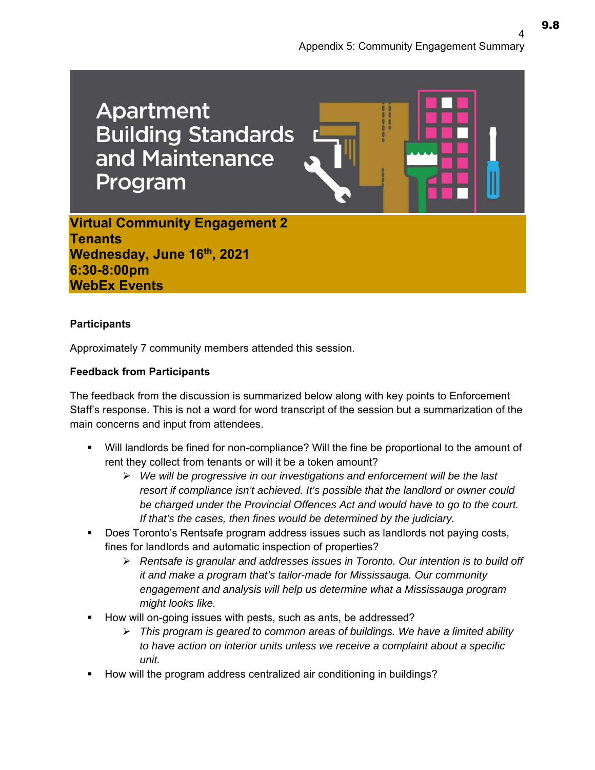# Apartment Building Standards and Maintenance Program

**Virtual Community Engagement 2**
**Tenants**
**Wednesday, June 16th, 2021**
**6:30-8:00pm**
**WebEx Events**

**Participants**

Approximately 7 community members attended this session.

**Feedback from Participants**

The feedback from the discussion is summarized below along with key points to Enforcement Staff's response. This is not a word for word transcript of the session but a summarization of the main concerns and input from attendees.

- Will landlords be fined for non-compliance? Will the fine be proportional to the amount of rent they collect from tenants or will it be a token amount?
  - *We will be progressive in our investigations and enforcement will be the last resort if compliance isn't achieved. It's possible that the landlord or owner could be charged under the Provincial Offences Act and would have to go to the court. If that's the cases, then fines would be determined by the judiciary.*
- Does Toronto's Rentsafe program address issues such as landlords not paying costs, fines for landlords and automatic inspection of properties?
  - *Rentsafe is granular and addresses issues in Toronto. Our intention is to build off it and make a program that's tailor-made for Mississauga. Our community engagement and analysis will help us determine what a Mississauga program might looks like.*
- How will on-going issues with pests, such as ants, be addressed?
  - *This program is geared to common areas of buildings. We have a limited ability to have action on interior units unless we receive a complaint about a specific unit.*
- How will the program address centralized air conditioning in buildings?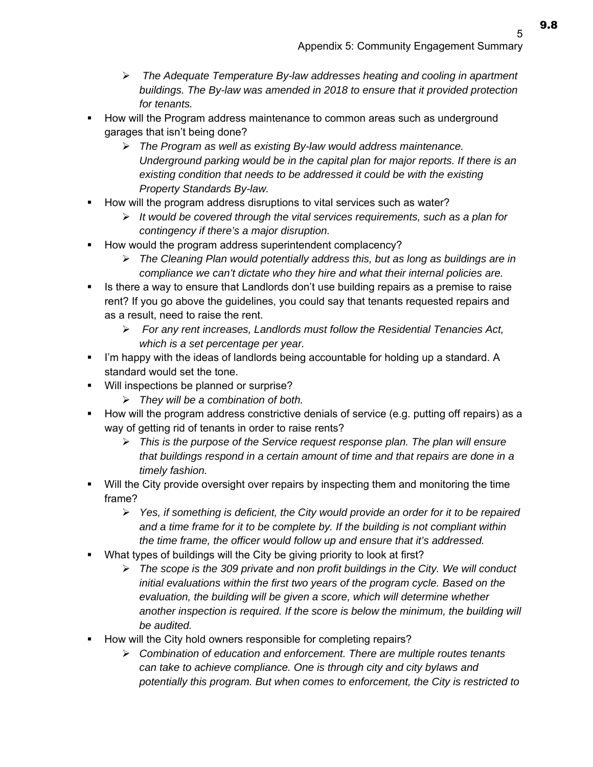- *The Adequate Temperature By-law addresses heating and cooling in apartment buildings. The By-law was amended in 2018 to ensure that it provided protection for tenants.*
- How will the Program address maintenance to common areas such as underground garages that isn't being done?
   - *The Program as well as existing By-law would address maintenance. Underground parking would be in the capital plan for major reports. If there is an existing condition that needs to be addressed it could be with the existing Property Standards By-law.*
- How will the program address disruptions to vital services such as water?
   - *It would be covered through the vital services requirements, such as a plan for contingency if there's a major disruption.*
- How would the program address superintendent complacency?
   - *The Cleaning Plan would potentially address this, but as long as buildings are in compliance we can't dictate who they hire and what their internal policies are.*
- Is there a way to ensure that Landlords don't use building repairs as a premise to raise rent? If you go above the guidelines, you could say that tenants requested repairs and as a result, need to raise the rent.
   - *For any rent increases, Landlords must follow the Residential Tenancies Act, which is a set percentage per year.*
- I'm happy with the ideas of landlords being accountable for holding up a standard. A standard would set the tone.
- Will inspections be planned or surprise?
   - *They will be a combination of both.*
- How will the program address constrictive denials of service (e.g. putting off repairs) as a way of getting rid of tenants in order to raise rents?
   - *This is the purpose of the Service request response plan. The plan will ensure that buildings respond in a certain amount of time and that repairs are done in a timely fashion.*
- Will the City provide oversight over repairs by inspecting them and monitoring the time frame?
   - *Yes, if something is deficient, the City would provide an order for it to be repaired and a time frame for it to be complete by. If the building is not compliant within the time frame, the officer would follow up and ensure that it's addressed.*
- What types of buildings will the City be giving priority to look at first?
   - *The scope is the 309 private and non profit buildings in the City. We will conduct initial evaluations within the first two years of the program cycle. Based on the evaluation, the building will be given a score, which will determine whether another inspection is required. If the score is below the minimum, the building will be audited.*
- How will the City hold owners responsible for completing repairs?
   - *Combination of education and enforcement. There are multiple routes tenants can take to achieve compliance. One is through city and city bylaws and potentially this program. But when comes to enforcement, the City is restricted to*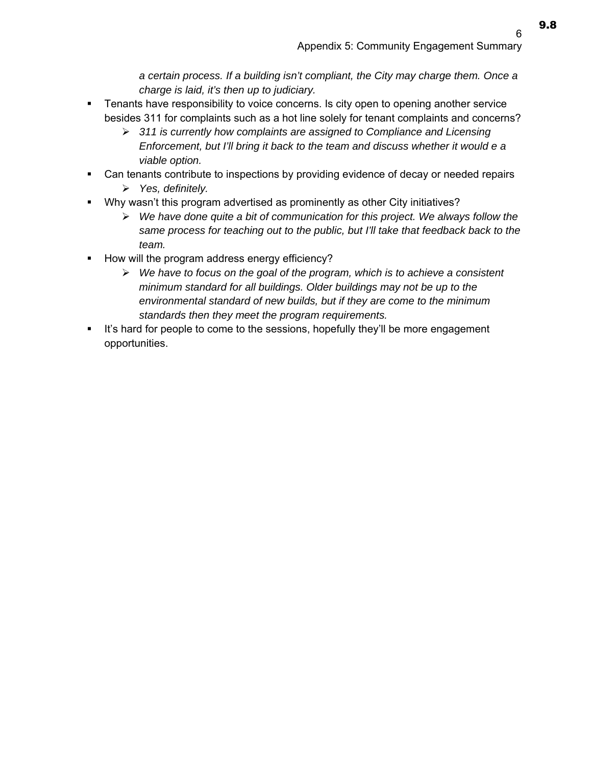*a certain process. If a building isn't compliant, the City may charge them. Once a charge is laid, it's then up to judiciary.*

- Tenants have responsibility to voice concerns. Is city open to opening another service besides 311 for complaints such as a hot line solely for tenant complaints and concerns?
  - *311 is currently how complaints are assigned to Compliance and Licensing Enforcement, but I'll bring it back to the team and discuss whether it would e a viable option.*
- Can tenants contribute to inspections by providing evidence of decay or needed repairs
  - *Yes, definitely.*
- Why wasn't this program advertised as prominently as other City initiatives?
  - *We have done quite a bit of communication for this project. We always follow the same process for teaching out to the public, but I'll take that feedback back to the team.*
- How will the program address energy efficiency?
  - *We have to focus on the goal of the program, which is to achieve a consistent minimum standard for all buildings. Older buildings may not be up to the environmental standard of new builds, but if they are come to the minimum standards then they meet the program requirements.*
- It's hard for people to come to the sessions, hopefully they'll be more engagement opportunities.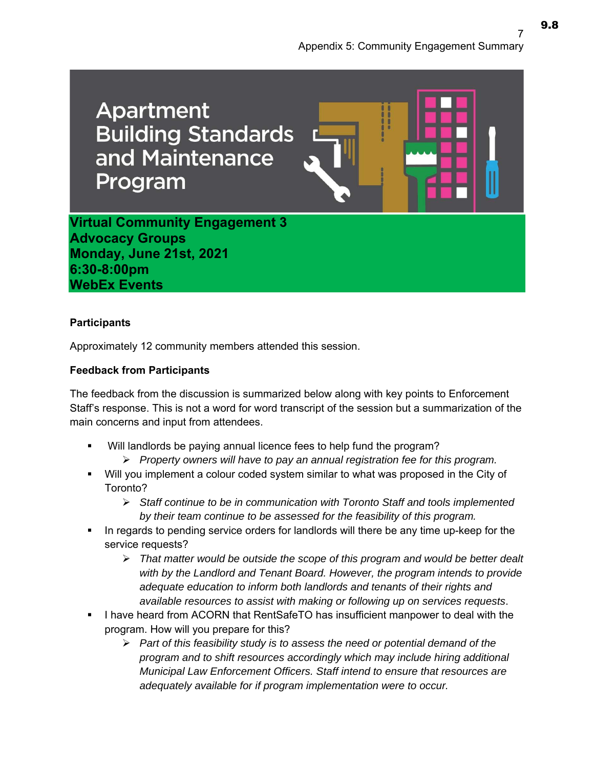# Apartment Building Standards and Maintenance Program

**Virtual Community Engagement 3**
**Advocacy Groups**
**Monday, June 21st, 2021**
**6:30-8:00pm**
**WebEx Events**

**Participants**

Approximately 12 community members attended this session.

**Feedback from Participants**

The feedback from the discussion is summarized below along with key points to Enforcement Staff's response. This is not a word for word transcript of the session but a summarization of the main concerns and input from attendees.

- Will landlords be paying annual licence fees to help fund the program?
  - *Property owners will have to pay an annual registration fee for this program.*
- Will you implement a colour coded system similar to what was proposed in the City of Toronto?
  - *Staff continue to be in communication with Toronto Staff and tools implemented by their team continue to be assessed for the feasibility of this program.*
- In regards to pending service orders for landlords will there be any time up-keep for the service requests?
  - *That matter would be outside the scope of this program and would be better dealt with by the Landlord and Tenant Board. However, the program intends to provide adequate education to inform both landlords and tenants of their rights and available resources to assist with making or following up on services requests*.
- I have heard from ACORN that RentSafeTO has insufficient manpower to deal with the program. How will you prepare for this?
  - *Part of this feasibility study is to assess the need or potential demand of the program and to shift resources accordingly which may include hiring additional Municipal Law Enforcement Officers. Staff intend to ensure that resources are adequately available for if program implementation were to occur.*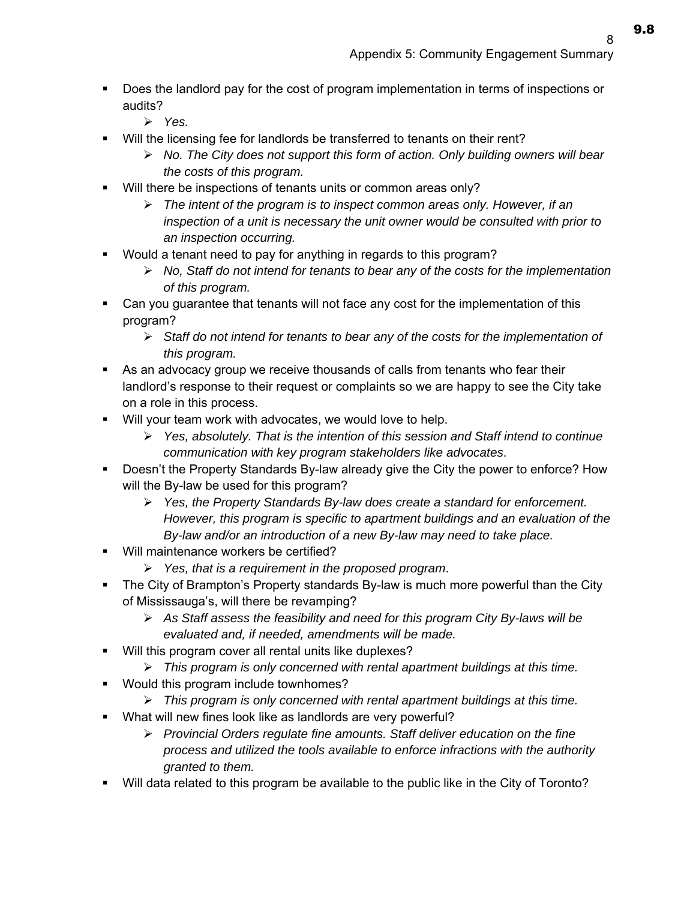- Does the landlord pay for the cost of program implementation in terms of inspections or audits?
    - *Yes.*
- Will the licensing fee for landlords be transferred to tenants on their rent?
    - *No. The City does not support this form of action. Only building owners will bear the costs of this program.*
- Will there be inspections of tenants units or common areas only?
    - *The intent of the program is to inspect common areas only. However, if an inspection of a unit is necessary the unit owner would be consulted with prior to an inspection occurring.*
- Would a tenant need to pay for anything in regards to this program?
    - *No, Staff do not intend for tenants to bear any of the costs for the implementation of this program.*
- Can you guarantee that tenants will not face any cost for the implementation of this program?
    - *Staff do not intend for tenants to bear any of the costs for the implementation of this program.*
- As an advocacy group we receive thousands of calls from tenants who fear their landlord's response to their request or complaints so we are happy to see the City take on a role in this process.
- Will your team work with advocates, we would love to help.
    - *Yes, absolutely. That is the intention of this session and Staff intend to continue communication with key program stakeholders like advocates*.
- Doesn't the Property Standards By-law already give the City the power to enforce? How will the By-law be used for this program?
    - *Yes, the Property Standards By-law does create a standard for enforcement. However, this program is specific to apartment buildings and an evaluation of the By-law and/or an introduction of a new By-law may need to take place.*
- Will maintenance workers be certified?
    - *Yes, that is a requirement in the proposed program*.
- The City of Brampton's Property standards By-law is much more powerful than the City of Mississauga's, will there be revamping?
    - *As Staff assess the feasibility and need for this program City By-laws will be evaluated and, if needed, amendments will be made.*
- Will this program cover all rental units like duplexes?
    - *This program is only concerned with rental apartment buildings at this time.*
- Would this program include townhomes?
    - *This program is only concerned with rental apartment buildings at this time.*
- What will new fines look like as landlords are very powerful?
    - *Provincial Orders regulate fine amounts. Staff deliver education on the fine process and utilized the tools available to enforce infractions with the authority granted to them.*
- Will data related to this program be available to the public like in the City of Toronto?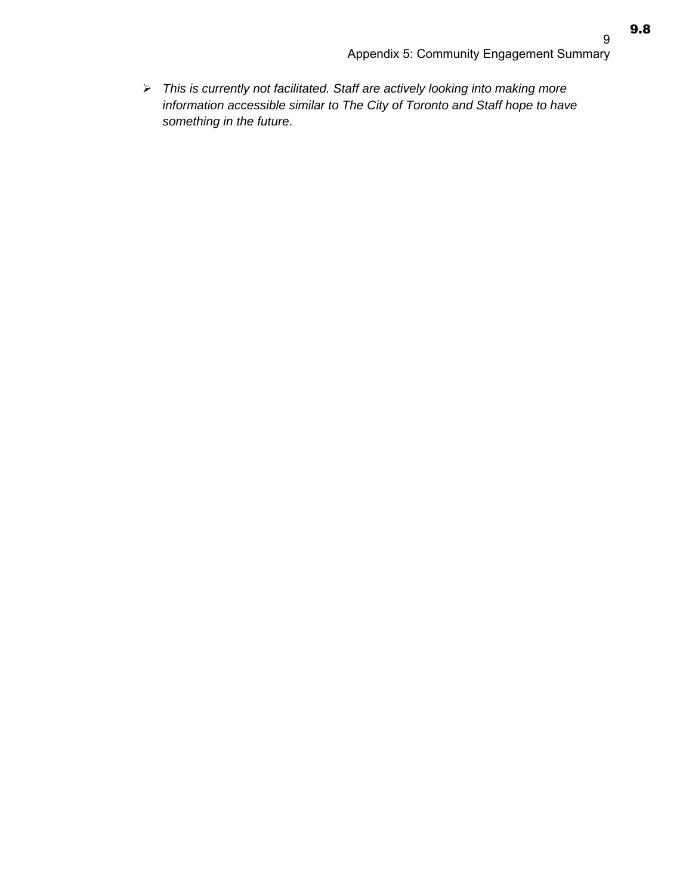- *This is currently not facilitated. Staff are actively looking into making more information accessible similar to The City of Toronto and Staff hope to have something in the future*.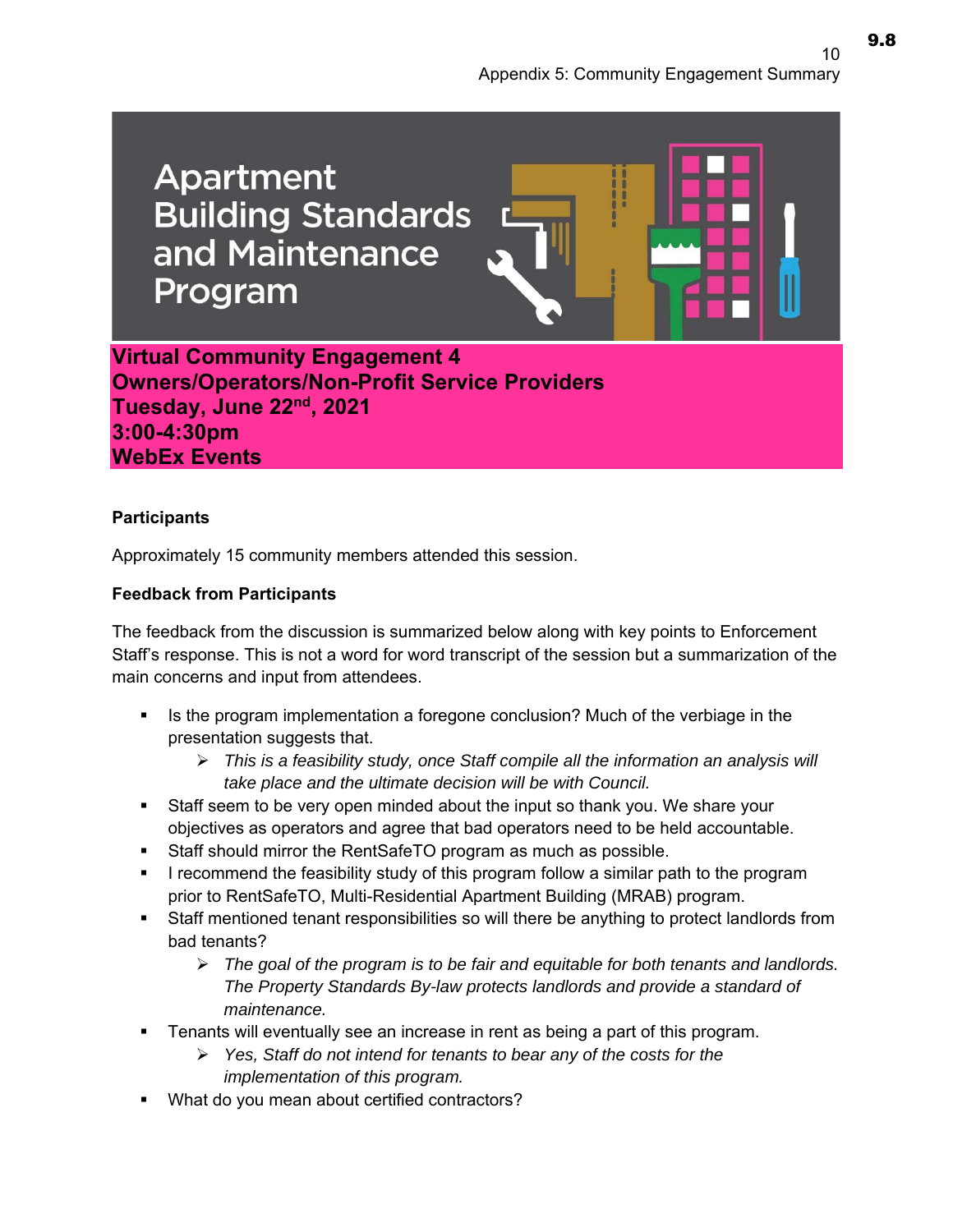# Apartment Building Standards and Maintenance Program

**Virtual Community Engagement 4**
**Owners/Operators/Non-Profit Service Providers**
**Tuesday, June 22nd, 2021**
**3:00-4:30pm**
**WebEx Events**

**Participants**

Approximately 15 community members attended this session.

**Feedback from Participants**

The feedback from the discussion is summarized below along with key points to Enforcement Staff's response. This is not a word for word transcript of the session but a summarization of the main concerns and input from attendees.

- Is the program implementation a foregone conclusion? Much of the verbiage in the presentation suggests that.
  - *This is a feasibility study, once Staff compile all the information an analysis will take place and the ultimate decision will be with Council.*
- Staff seem to be very open minded about the input so thank you. We share your objectives as operators and agree that bad operators need to be held accountable.
- Staff should mirror the RentSafeTO program as much as possible.
- I recommend the feasibility study of this program follow a similar path to the program prior to RentSafeTO, Multi-Residential Apartment Building (MRAB) program.
- Staff mentioned tenant responsibilities so will there be anything to protect landlords from bad tenants?
  - *The goal of the program is to be fair and equitable for both tenants and landlords. The Property Standards By-law protects landlords and provide a standard of maintenance.*
- Tenants will eventually see an increase in rent as being a part of this program.
  - *Yes, Staff do not intend for tenants to bear any of the costs for the implementation of this program.*
- What do you mean about certified contractors?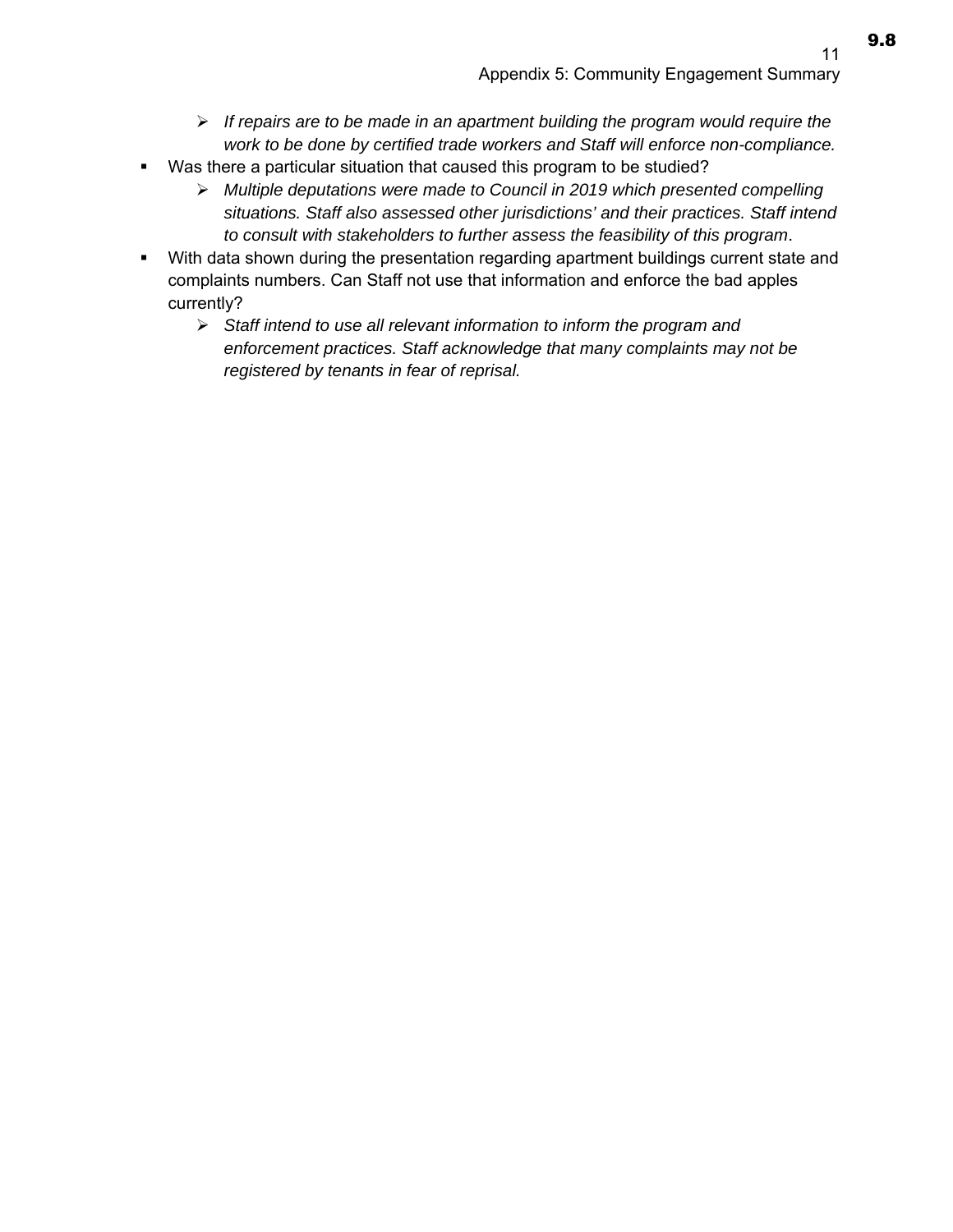- *If repairs are to be made in an apartment building the program would require the work to be done by certified trade workers and Staff will enforce non-compliance.*
- Was there a particular situation that caused this program to be studied?
    - *Multiple deputations were made to Council in 2019 which presented compelling situations. Staff also assessed other jurisdictions' and their practices. Staff intend to consult with stakeholders to further assess the feasibility of this program*.
- With data shown during the presentation regarding apartment buildings current state and complaints numbers. Can Staff not use that information and enforce the bad apples currently?
    - *Staff intend to use all relevant information to inform the program and enforcement practices. Staff acknowledge that many complaints may not be registered by tenants in fear of reprisal.*